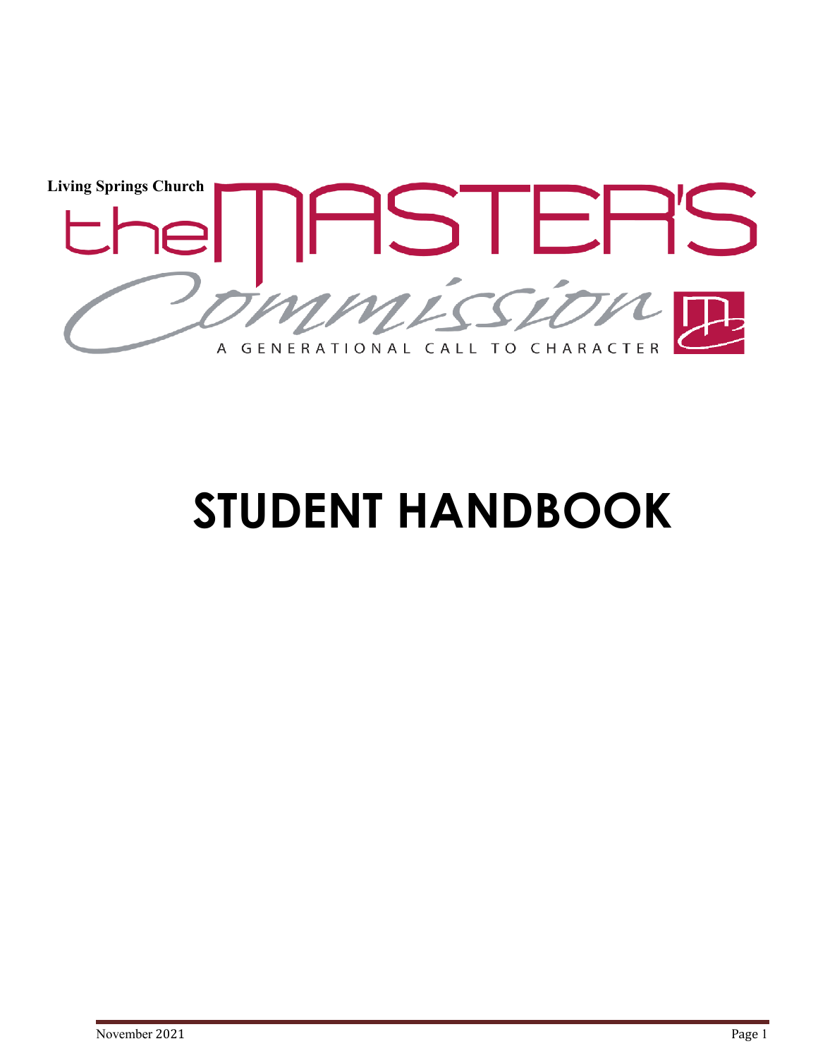Living Springs Church

the MASTER'S Commission

A GENERATIONAL CALL TO CHARACTER

# STUDENT HANDBOOK

November 2021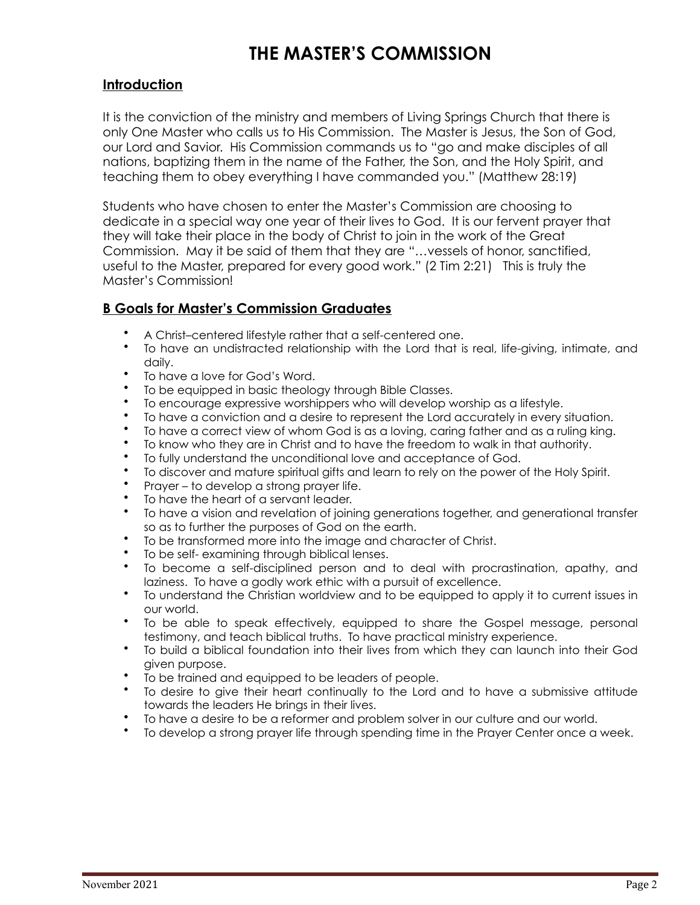# THE MASTER'S COMMISSION

## Introduction

It is the conviction of the ministry and members of Living Springs Church that there is only One Master who calls us to His Commission. The Master is Jesus, the Son of God, our Lord and Savior. His Commission commands us to "go and make disciples of all nations, baptizing them in the name of the Father, the Son, and the Holy Spirit, and teaching them to obey everything I have commanded you." (Matthew 28:19)

Students who have chosen to enter the Master's Commission are choosing to dedicate in a special way one year of their lives to God. It is our fervent prayer that they will take their place in the body of Christ to join in the work of the Great Commission. May it be said of them that they are "…vessels of honor, sanctified, useful to the Master, prepared for every good work." (2 Tim 2:21) This is truly the Master's Commission!

## B Goals for Master's Commission Graduates

- A Christ–centered lifestyle rather that a self-centered one.
- To have an undistracted relationship with the Lord that is real, life-giving, intimate, and daily.
- To have a love for God's Word.
- To be equipped in basic theology through Bible Classes.
- To encourage expressive worshippers who will develop worship as a lifestyle.
- To have a conviction and a desire to represent the Lord accurately in every situation.
- To have a correct view of whom God is as a loving, caring father and as a ruling king.
- To know who they are in Christ and to have the freedom to walk in that authority.
- To fully understand the unconditional love and acceptance of God.
- To discover and mature spiritual gifts and learn to rely on the power of the Holy Spirit.
- Prayer – to develop a strong prayer life.
- To have the heart of a servant leader.
- To have a vision and revelation of joining generations together, and generational transfer so as to further the purposes of God on the earth.
- To be transformed more into the image and character of Christ.
- To be self- examining through biblical lenses.
- To become a self-disciplined person and to deal with procrastination, apathy, and laziness. To have a godly work ethic with a pursuit of excellence.
- To understand the Christian worldview and to be equipped to apply it to current issues in our world.
- To be able to speak effectively, equipped to share the Gospel message, personal testimony, and teach biblical truths. To have practical ministry experience.
- To build a biblical foundation into their lives from which they can launch into their God given purpose.
- To be trained and equipped to be leaders of people.
- To desire to give their heart continually to the Lord and to have a submissive attitude towards the leaders He brings in their lives.
- To have a desire to be a reformer and problem solver in our culture and our world.
- To develop a strong prayer life through spending time in the Prayer Center once a week.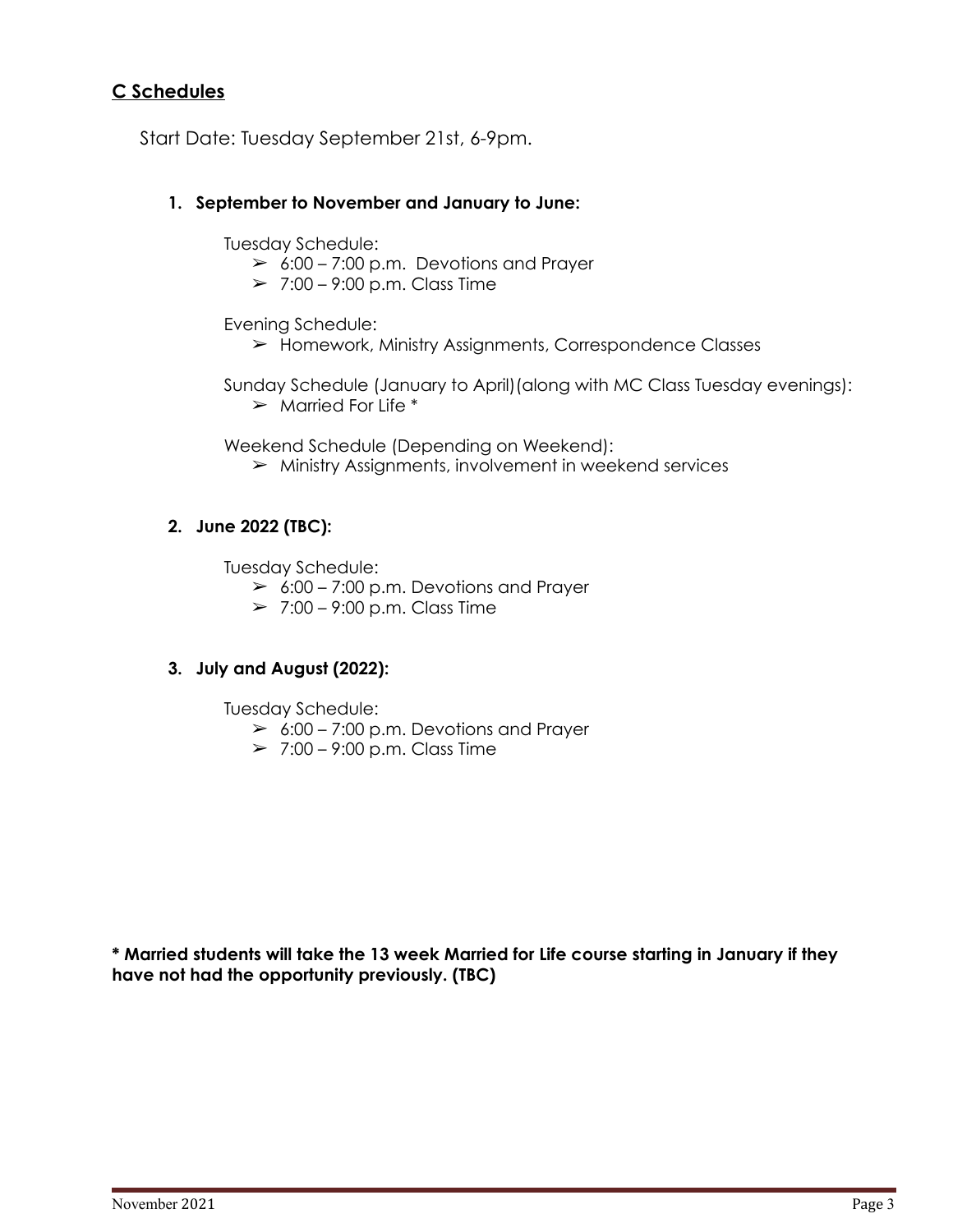## C Schedules

Start Date: Tuesday September 21st, 6-9pm.

1. **September to November and January to June:**

   Tuesday Schedule:
   - 6:00 – 7:00 p.m. Devotions and Prayer
   - 7:00 – 9:00 p.m. Class Time

   Evening Schedule:
   - Homework, Ministry Assignments, Correspondence Classes

   Sunday Schedule (January to April)(along with MC Class Tuesday evenings):
   - Married For Life *

   Weekend Schedule (Depending on Weekend):
   - Ministry Assignments, involvement in weekend services

2. **June 2022 (TBC):**

   Tuesday Schedule:
   - 6:00 – 7:00 p.m. Devotions and Prayer
   - 7:00 – 9:00 p.m. Class Time

3. **July and August (2022):**

   Tuesday Schedule:
   - 6:00 – 7:00 p.m. Devotions and Prayer
   - 7:00 – 9:00 p.m. Class Time

**\* Married students will take the 13 week Married for Life course starting in January if they have not had the opportunity previously. (TBC)**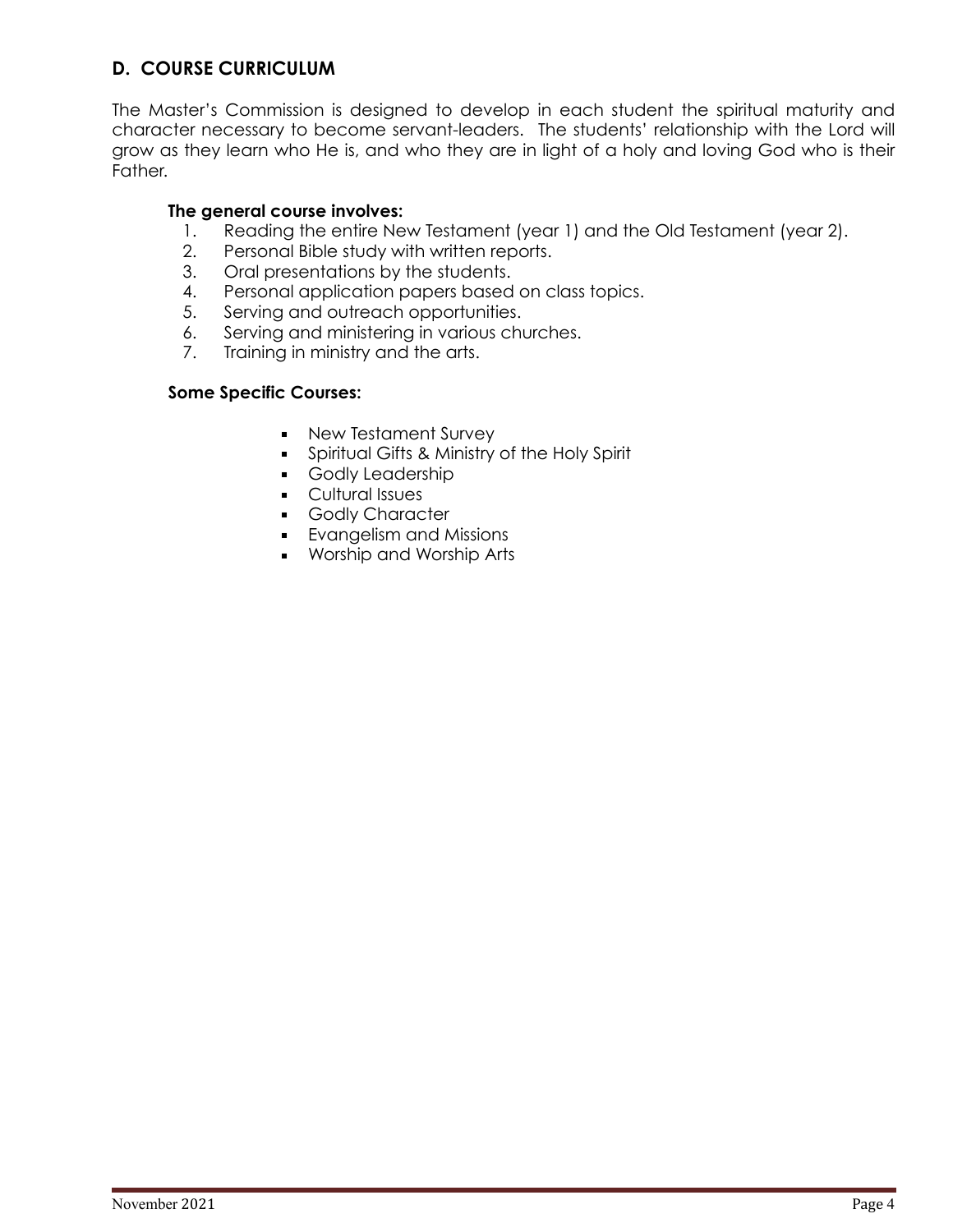## D. COURSE CURRICULUM

The Master's Commission is designed to develop in each student the spiritual maturity and character necessary to become servant-leaders. The students' relationship with the Lord will grow as they learn who He is, and who they are in light of a holy and loving God who is their Father.

**The general course involves:**

1. Reading the entire New Testament (year 1) and the Old Testament (year 2).
2. Personal Bible study with written reports.
3. Oral presentations by the students.
4. Personal application papers based on class topics.
5. Serving and outreach opportunities.
6. Serving and ministering in various churches.
7. Training in ministry and the arts.

**Some Specific Courses:**

- New Testament Survey
- Spiritual Gifts & Ministry of the Holy Spirit
- Godly Leadership
- Cultural Issues
- Godly Character
- Evangelism and Missions
- Worship and Worship Arts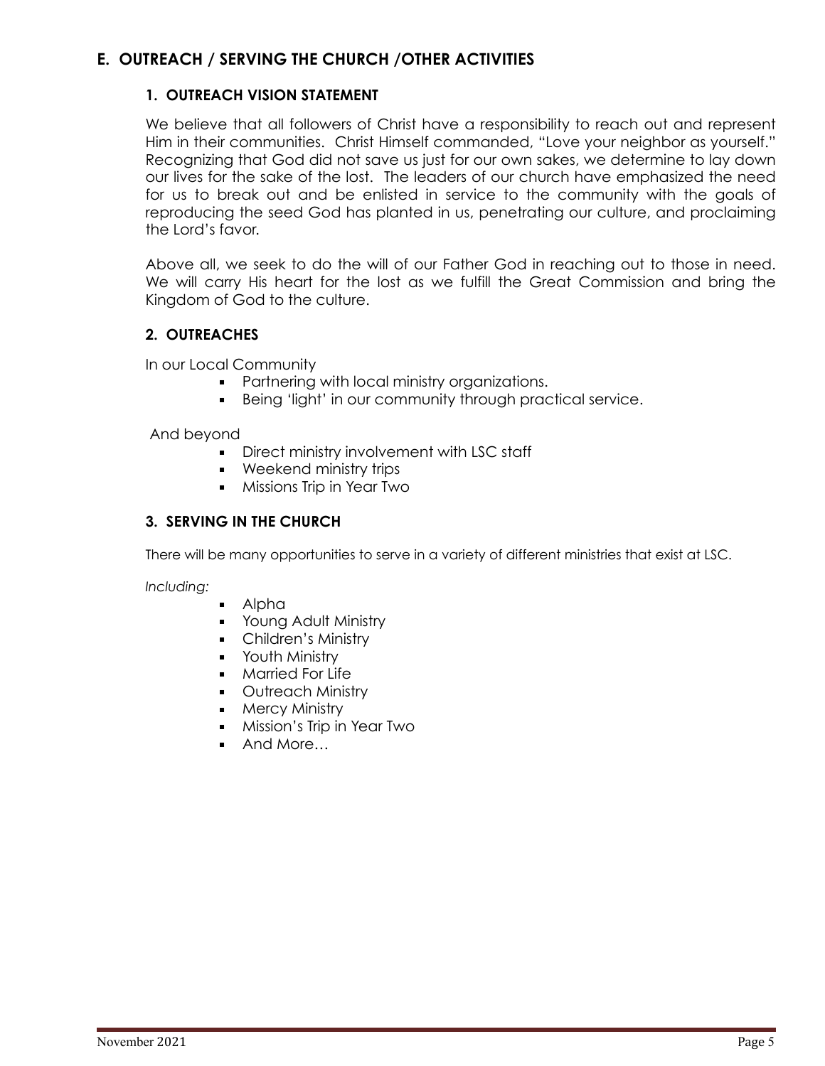## E. OUTREACH / SERVING THE CHURCH /OTHER ACTIVITIES

### 1. OUTREACH VISION STATEMENT

We believe that all followers of Christ have a responsibility to reach out and represent Him in their communities. Christ Himself commanded, "Love your neighbor as yourself." Recognizing that God did not save us just for our own sakes, we determine to lay down our lives for the sake of the lost. The leaders of our church have emphasized the need for us to break out and be enlisted in service to the community with the goals of reproducing the seed God has planted in us, penetrating our culture, and proclaiming the Lord's favor.

Above all, we seek to do the will of our Father God in reaching out to those in need. We will carry His heart for the lost as we fulfill the Great Commission and bring the Kingdom of God to the culture.

### 2. OUTREACHES

In our Local Community

- Partnering with local ministry organizations.
- Being 'light' in our community through practical service.

And beyond

- Direct ministry involvement with LSC staff
- Weekend ministry trips
- Missions Trip in Year Two

### 3. SERVING IN THE CHURCH

There will be many opportunities to serve in a variety of different ministries that exist at LSC.

*Including:*

- Alpha
- Young Adult Ministry
- Children's Ministry
- Youth Ministry
- Married For Life
- Outreach Ministry
- Mercy Ministry
- Mission's Trip in Year Two
- And More…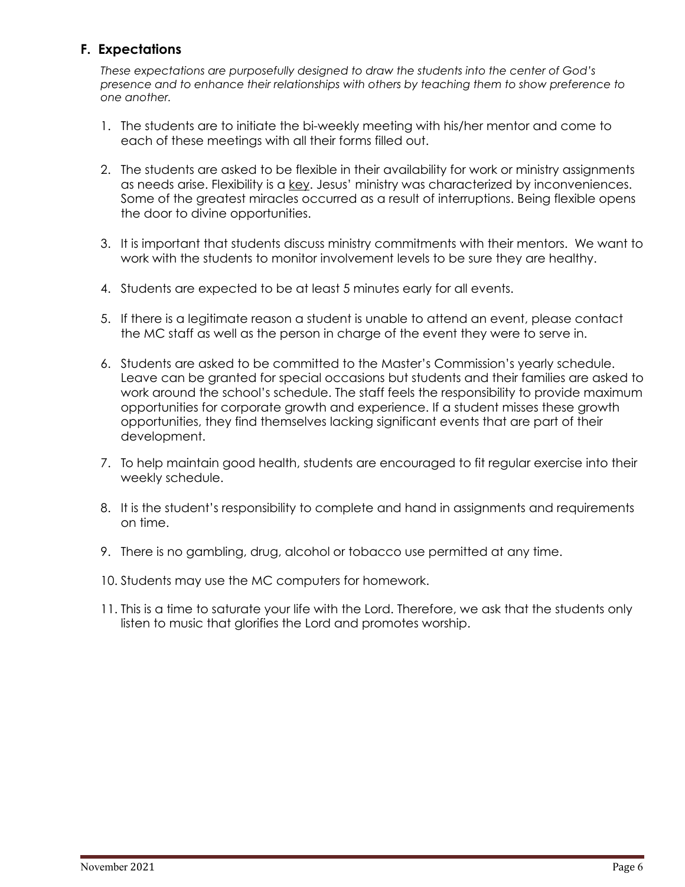## F. Expectations

*These expectations are purposefully designed to draw the students into the center of God's presence and to enhance their relationships with others by teaching them to show preference to one another.*

1. The students are to initiate the bi-weekly meeting with his/her mentor and come to each of these meetings with all their forms filled out.

2. The students are asked to be flexible in their availability for work or ministry assignments as needs arise. Flexibility is a <u>key</u>. Jesus' ministry was characterized by inconveniences. Some of the greatest miracles occurred as a result of interruptions. Being flexible opens the door to divine opportunities.

3. It is important that students discuss ministry commitments with their mentors. We want to work with the students to monitor involvement levels to be sure they are healthy.

4. Students are expected to be at least 5 minutes early for all events.

5. If there is a legitimate reason a student is unable to attend an event, please contact the MC staff as well as the person in charge of the event they were to serve in.

6. Students are asked to be committed to the Master's Commission's yearly schedule. Leave can be granted for special occasions but students and their families are asked to work around the school's schedule. The staff feels the responsibility to provide maximum opportunities for corporate growth and experience. If a student misses these growth opportunities, they find themselves lacking significant events that are part of their development.

7. To help maintain good health, students are encouraged to fit regular exercise into their weekly schedule.

8. It is the student's responsibility to complete and hand in assignments and requirements on time.

9. There is no gambling, drug, alcohol or tobacco use permitted at any time.

10. Students may use the MC computers for homework.

11. This is a time to saturate your life with the Lord. Therefore, we ask that the students only listen to music that glorifies the Lord and promotes worship.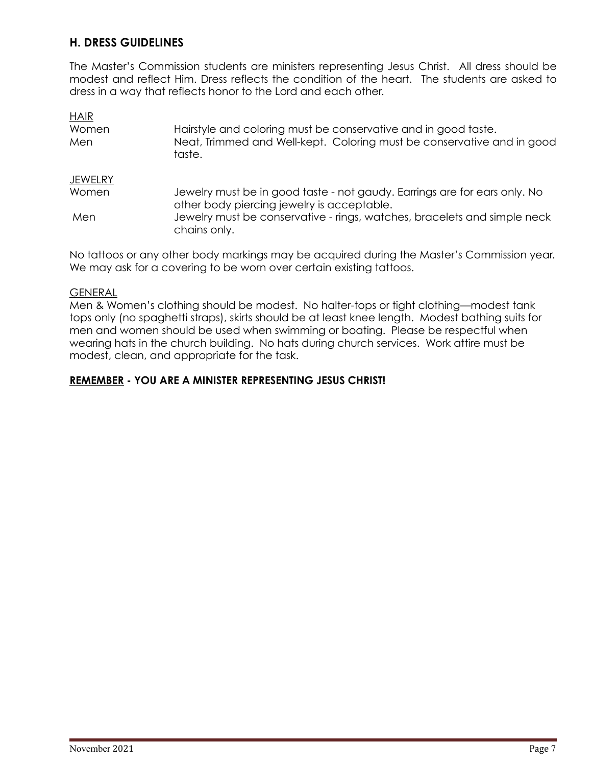## H. DRESS GUIDELINES

The Master's Commission students are ministers representing Jesus Christ. All dress should be modest and reflect Him. Dress reflects the condition of the heart. The students are asked to dress in a way that reflects honor to the Lord and each other.

HAIR

| | |
|---|---|
| Women | Hairstyle and coloring must be conservative and in good taste. |
| Men | Neat, Trimmed and Well-kept. Coloring must be conservative and in good taste. |

JEWELRY

| | |
|---|---|
| Women | Jewelry must be in good taste - not gaudy. Earrings are for ears only. No other body piercing jewelry is acceptable. |
| Men | Jewelry must be conservative - rings, watches, bracelets and simple neck chains only. |

No tattoos or any other body markings may be acquired during the Master's Commission year. We may ask for a covering to be worn over certain existing tattoos.

GENERAL

Men & Women's clothing should be modest. No halter-tops or tight clothing—modest tank tops only (no spaghetti straps), skirts should be at least knee length. Modest bathing suits for men and women should be used when swimming or boating. Please be respectful when wearing hats in the church building. No hats during church services. Work attire must be modest, clean, and appropriate for the task.

**REMEMBER - YOU ARE A MINISTER REPRESENTING JESUS CHRIST!**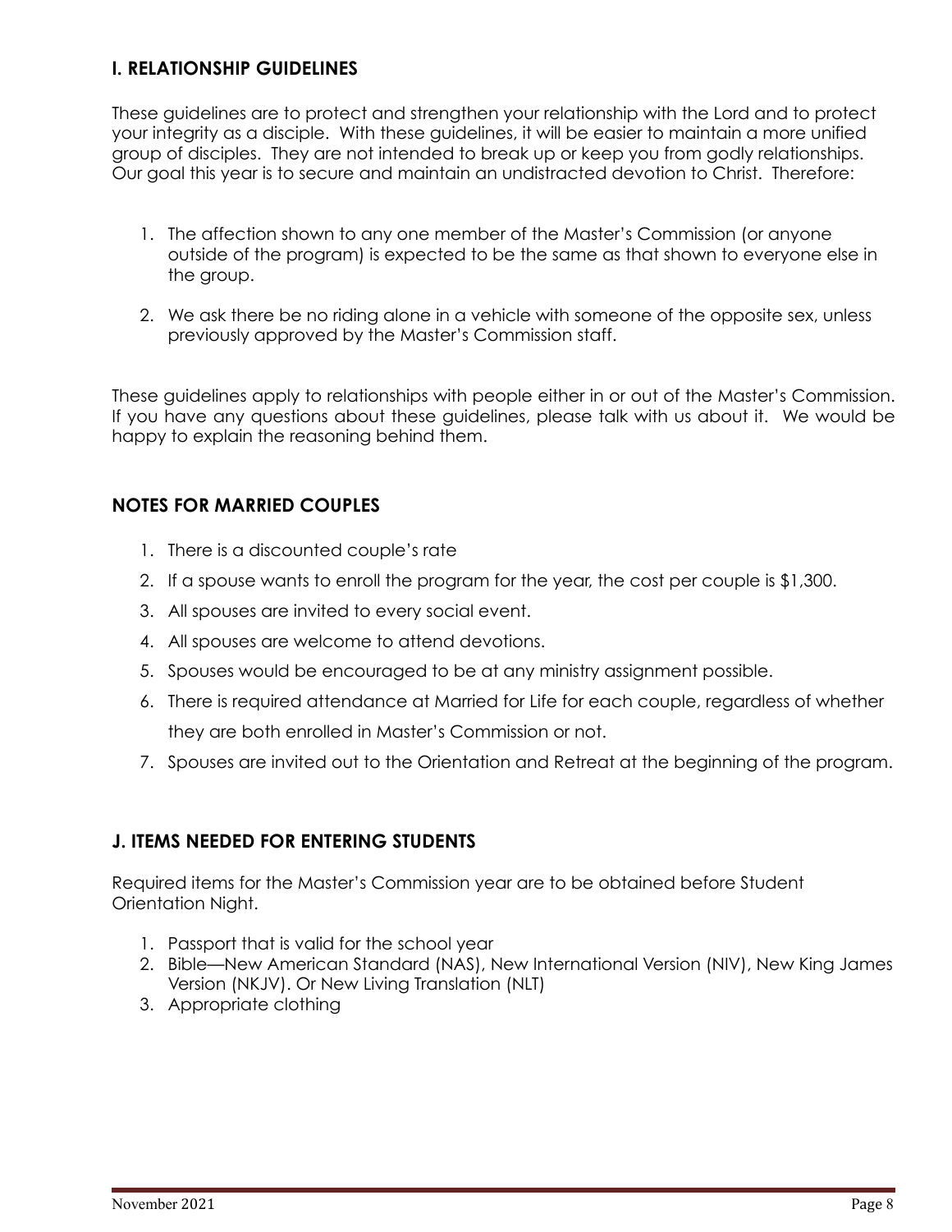## I. RELATIONSHIP GUIDELINES

These guidelines are to protect and strengthen your relationship with the Lord and to protect your integrity as a disciple. With these guidelines, it will be easier to maintain a more unified group of disciples. They are not intended to break up or keep you from godly relationships. Our goal this year is to secure and maintain an undistracted devotion to Christ. Therefore:

1. The affection shown to any one member of the Master's Commission (or anyone outside of the program) is expected to be the same as that shown to everyone else in the group.
2. We ask there be no riding alone in a vehicle with someone of the opposite sex, unless previously approved by the Master's Commission staff.

These guidelines apply to relationships with people either in or out of the Master's Commission. If you have any questions about these guidelines, please talk with us about it. We would be happy to explain the reasoning behind them.

## NOTES FOR MARRIED COUPLES

1. There is a discounted couple's rate
2. If a spouse wants to enroll the program for the year, the cost per couple is $1,300.
3. All spouses are invited to every social event.
4. All spouses are welcome to attend devotions.
5. Spouses would be encouraged to be at any ministry assignment possible.
6. There is required attendance at Married for Life for each couple, regardless of whether they are both enrolled in Master's Commission or not.
7. Spouses are invited out to the Orientation and Retreat at the beginning of the program.

## J. ITEMS NEEDED FOR ENTERING STUDENTS

Required items for the Master's Commission year are to be obtained before Student Orientation Night.

1. Passport that is valid for the school year
2. Bible—New American Standard (NAS), New International Version (NIV), New King James Version (NKJV). Or New Living Translation (NLT)
3. Appropriate clothing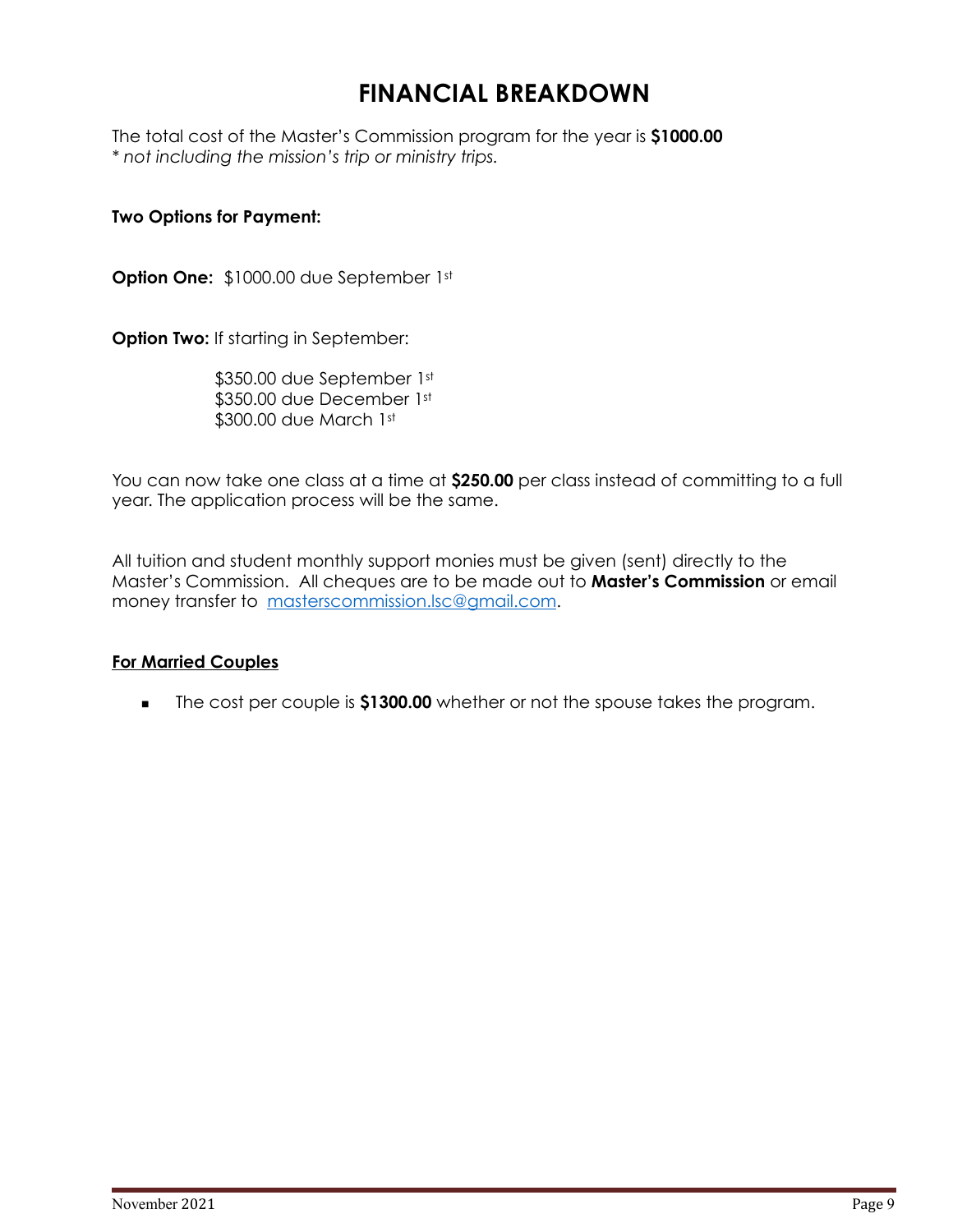# FINANCIAL BREAKDOWN

The total cost of the Master's Commission program for the year is **$1000.00**
* *not including the mission's trip or ministry trips.*

**Two Options for Payment:**

**Option One:** $1000.00 due September 1st

**Option Two:** If starting in September:

$350.00 due September 1st
$350.00 due December 1st
$300.00 due March 1st

You can now take one class at a time at **$250.00** per class instead of committing to a full year. The application process will be the same.

All tuition and student monthly support monies must be given (sent) directly to the Master's Commission. All cheques are to be made out to **Master's Commission** or email money transfer to masterscommission.lsc@gmail.com.

**For Married Couples**

- The cost per couple is **$1300.00** whether or not the spouse takes the program.